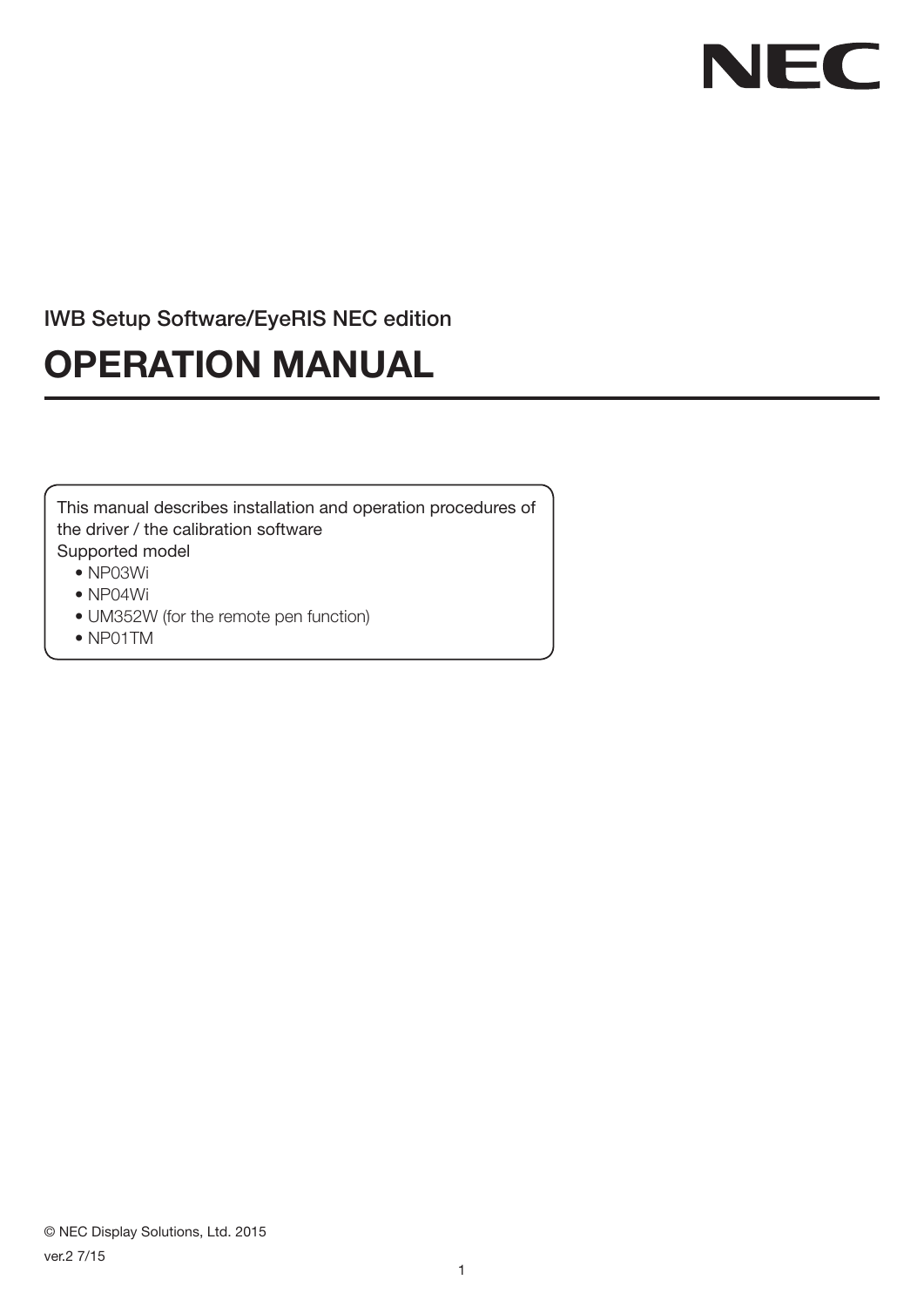NEC

IWB Setup Software/EyeRIS NEC edition

# OPERATION MANUAL

This manual describes installation and operation procedures of the driver / the calibration software

Supported model

- NP03Wi
- NP04Wi
- UM352W (for the remote pen function)
- NP01TM

© NEC Display Solutions, Ltd. 2015

ver.2 7/15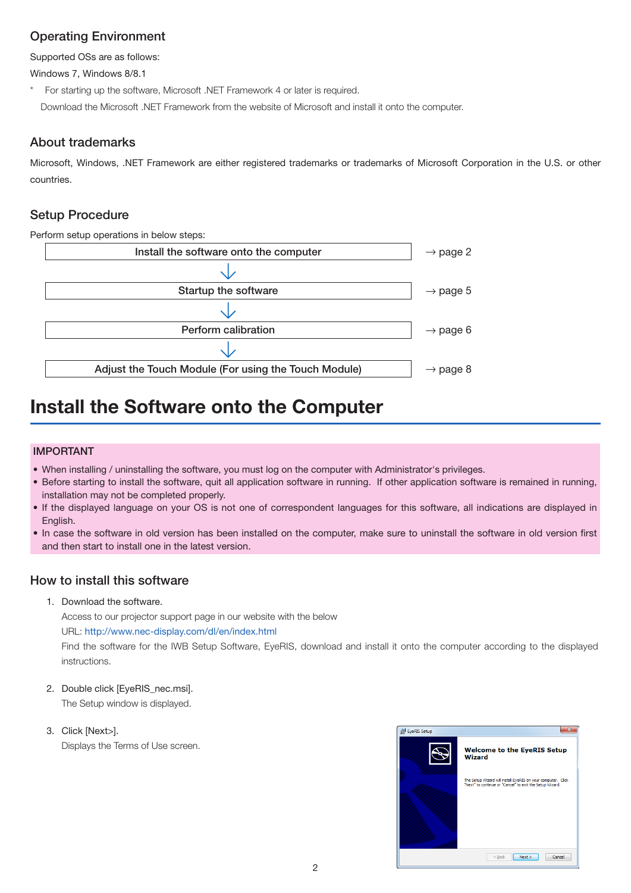## Operating Environment

Supported OSs are as follows:

Windows 7, Windows 8/8.1

\* For starting up the software, Microsoft .NET Framework 4 or later is required.
Download the Microsoft .NET Framework from the website of Microsoft and install it onto the computer.

## About trademarks

Microsoft, Windows, .NET Framework are either registered trademarks or trademarks of Microsoft Corporation in the U.S. or other countries.

## Setup Procedure

Perform setup operations in below steps:

| Step | Page |
|---|---|
| Install the software onto the computer | → page 2 |
| ↓ | |
| Startup the software | → page 5 |
| ↓ | |
| Perform calibration | → page 6 |
| ↓ | |
| Adjust the Touch Module (For using the Touch Module) | → page 8 |

# Install the Software onto the Computer

**IMPORTANT**

- When installing / uninstalling the software, you must log on the computer with Administrator's privileges.
- Before starting to install the software, quit all application software in running. If other application software is remained in running, installation may not be completed properly.
- If the displayed language on your OS is not one of correspondent languages for this software, all indications are displayed in English.
- In case the software in old version has been installed on the computer, make sure to uninstall the software in old version first and then start to install one in the latest version.

## How to install this software

1. Download the software.
   Access to our projector support page in our website with the below
   URL: http://www.nec-display.com/dl/en/index.html
   Find the software for the IWB Setup Software, EyeRIS, download and install it onto the computer according to the displayed instructions.

2. Double click [EyeRIS_nec.msi].
   The Setup window is displayed.

3. Click [Next>].
   Displays the Terms of Use screen.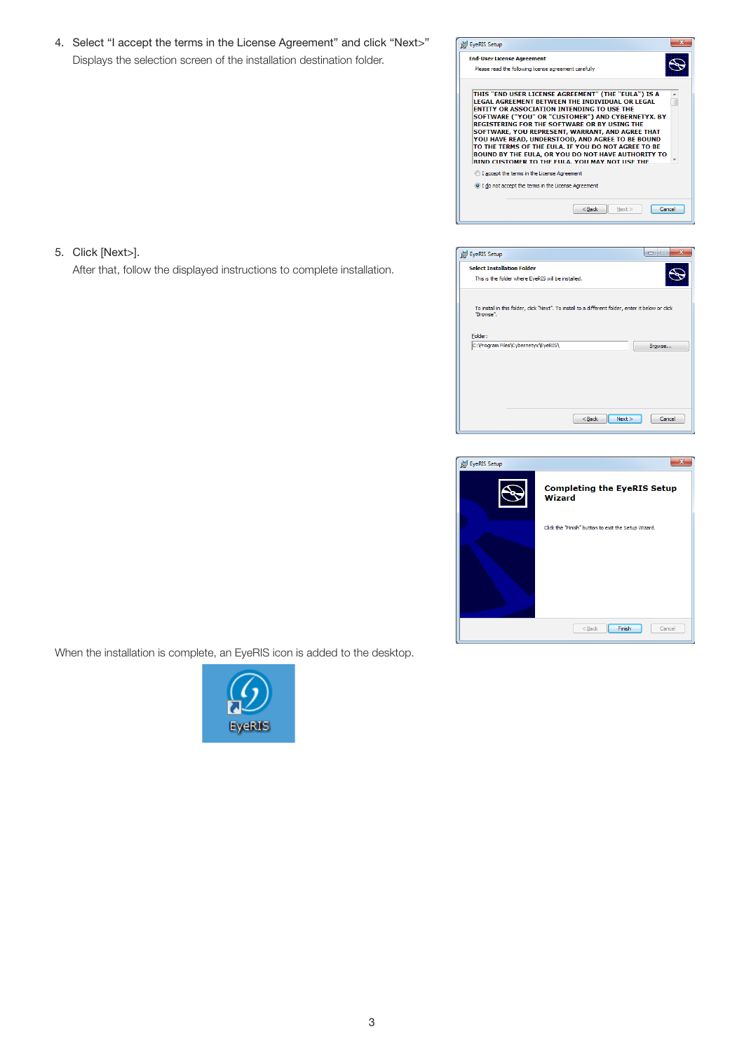4. Select “I accept the terms in the License Agreement” and click “Next>”
   Displays the selection screen of the installation destination folder.

5. Click [Next>].
   After that, follow the displayed instructions to complete installation.

When the installation is complete, an EyeRIS icon is added to the desktop.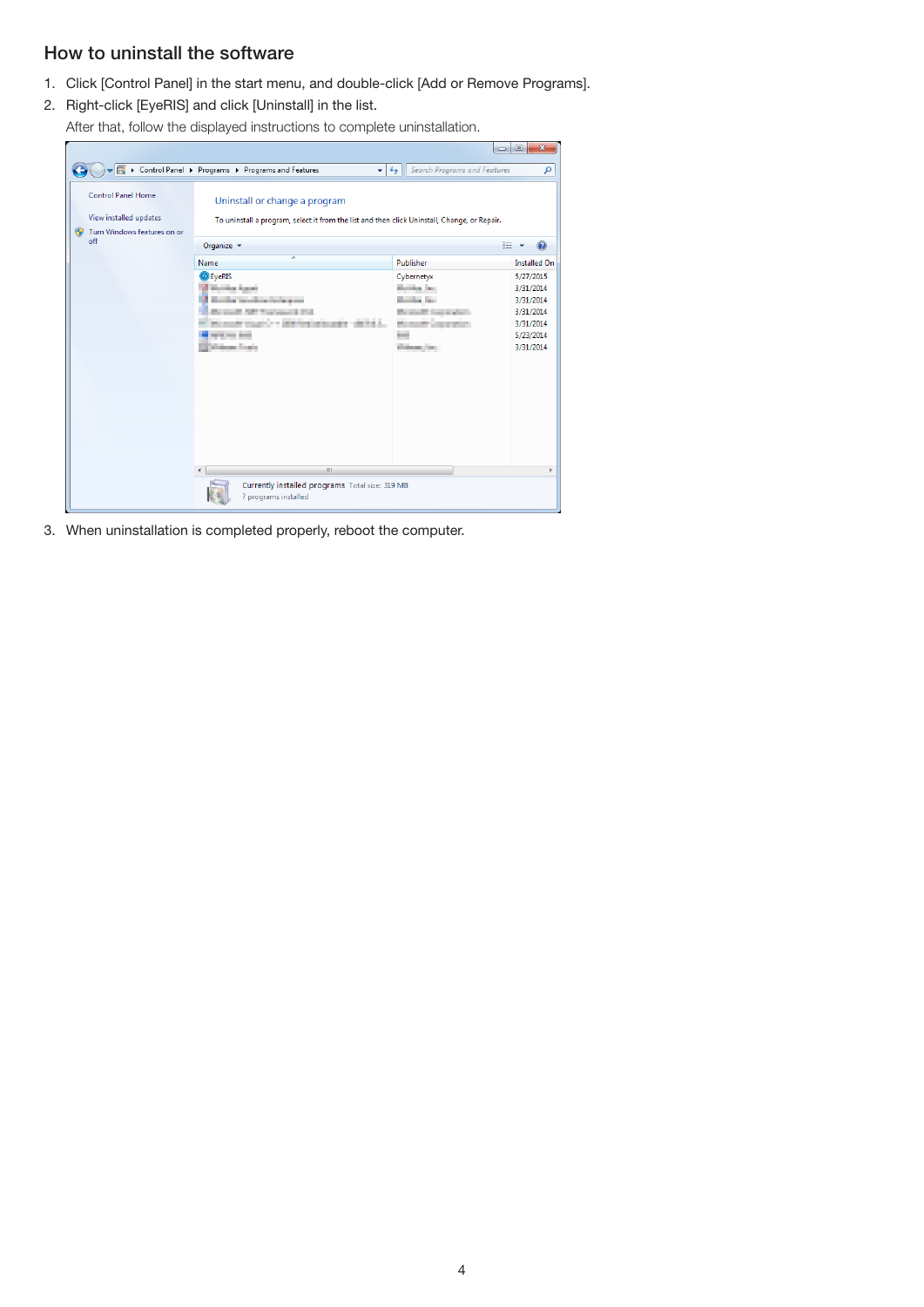## How to uninstall the software

1. Click [Control Panel] in the start menu, and double-click [Add or Remove Programs].
2. Right-click [EyeRIS] and click [Uninstall] in the list.

   After that, follow the displayed instructions to complete uninstallation.

3. When uninstallation is completed properly, reboot the computer.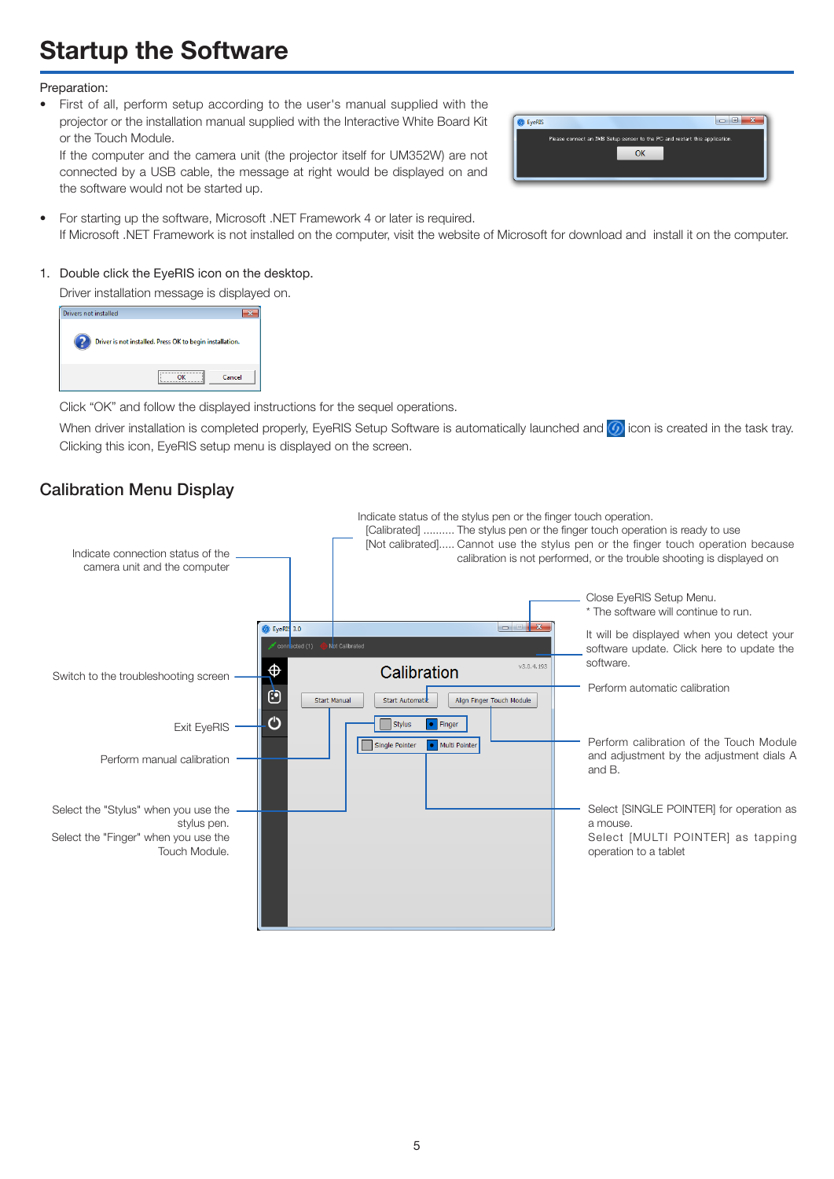# Startup the Software

Preparation:

- First of all, perform setup according to the user's manual supplied with the projector or the installation manual supplied with the Interactive White Board Kit or the Touch Module.
  If the computer and the camera unit (the projector itself for UM352W) are not connected by a USB cable, the message at right would be displayed on and the software would not be started up.
- For starting up the software, Microsoft .NET Framework 4 or later is required.
  If Microsoft .NET Framework is not installed on the computer, visit the website of Microsoft for download and install it on the computer.

1. Double click the EyeRIS icon on the desktop.
   Driver installation message is displayed on.

   Click "OK" and follow the displayed instructions for the sequel operations.

   When driver installation is completed properly, EyeRIS Setup Software is automatically launched and icon is created in the task tray. Clicking this icon, EyeRIS setup menu is displayed on the screen.

## Calibration Menu Display

- Indicate connection status of the camera unit and the computer
- Indicate status of the stylus pen or the finger touch operation.
  - [Calibrated] .......... The stylus pen or the finger touch operation is ready to use
  - [Not calibrated]..... Cannot use the stylus pen or the finger touch operation because calibration is not performed, or the trouble shooting is displayed on
- Close EyeRIS Setup Menu.
  \* The software will continue to run.
- It will be displayed when you detect your software update. Click here to update the software.
- Switch to the troubleshooting screen
- Perform automatic calibration
- Exit EyeRIS
- Perform manual calibration
- Perform calibration of the Touch Module and adjustment by the adjustment dials A and B.
- Select the "Stylus" when you use the stylus pen. Select the "Finger" when you use the Touch Module.
- Select [SINGLE POINTER] for operation as a mouse. Select [MULTI POINTER] as tapping operation to a tablet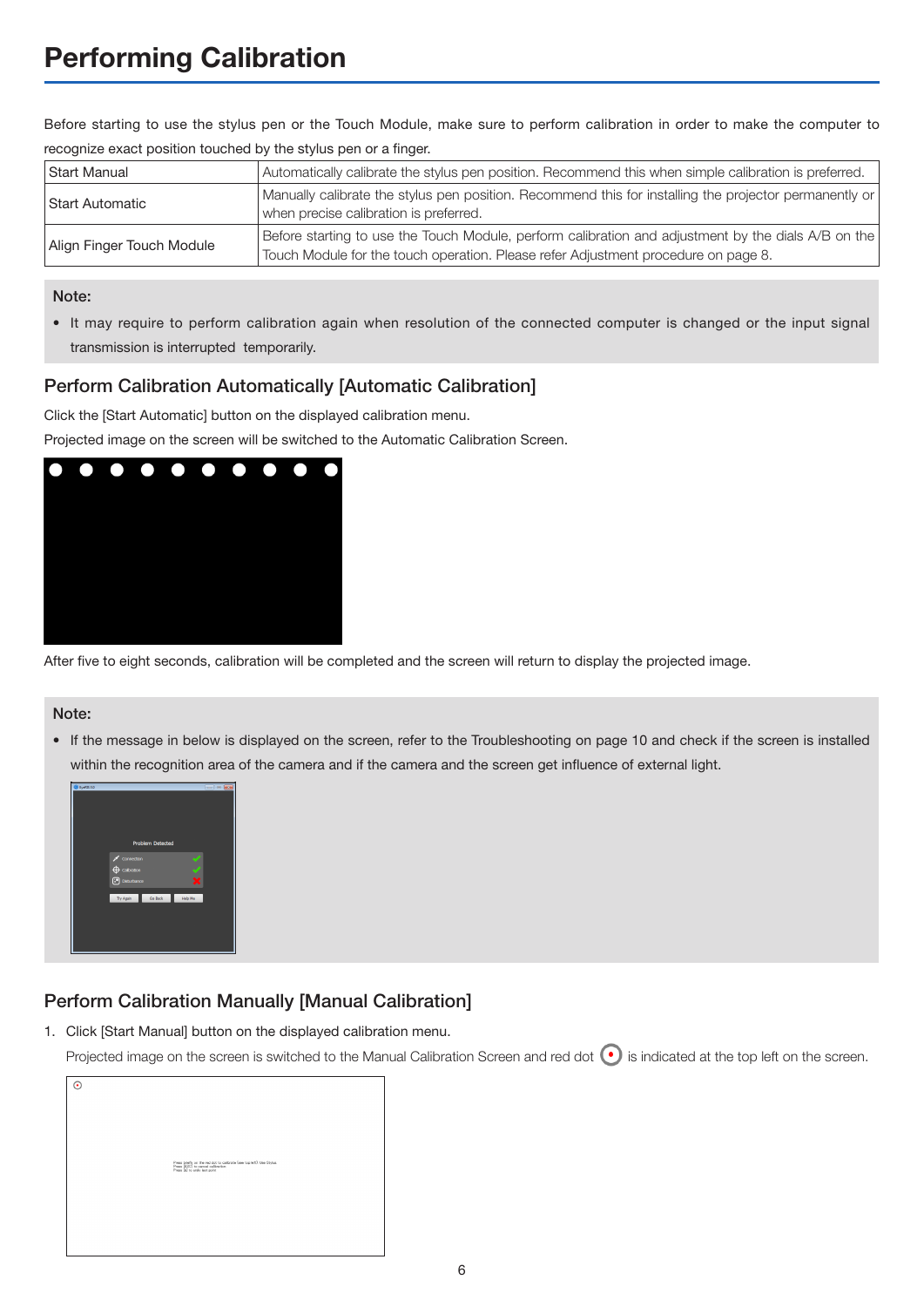# Performing Calibration

Before starting to use the stylus pen or the Touch Module, make sure to perform calibration in order to make the computer to recognize exact position touched by the stylus pen or a finger.

| Start Manual | Automatically calibrate the stylus pen position. Recommend this when simple calibration is preferred. |
|---|---|
| Start Automatic | Manually calibrate the stylus pen position. Recommend this for installing the projector permanently or when precise calibration is preferred. |
| Align Finger Touch Module | Before starting to use the Touch Module, perform calibration and adjustment by the dials A/B on the Touch Module for the touch operation. Please refer Adjustment procedure on page 8. |

**Note:**

- It may require to perform calibration again when resolution of the connected computer is changed or the input signal transmission is interrupted temporarily.

## Perform Calibration Automatically [Automatic Calibration]

Click the [Start Automatic] button on the displayed calibration menu.

Projected image on the screen will be switched to the Automatic Calibration Screen.

After five to eight seconds, calibration will be completed and the screen will return to display the projected image.

**Note:**

- If the message in below is displayed on the screen, refer to the Troubleshooting on page 10 and check if the screen is installed within the recognition area of the camera and if the camera and the screen get influence of external light.

## Perform Calibration Manually [Manual Calibration]

1. Click [Start Manual] button on the displayed calibration menu.

   Projected image on the screen is switched to the Manual Calibration Screen and red dot is indicated at the top left on the screen.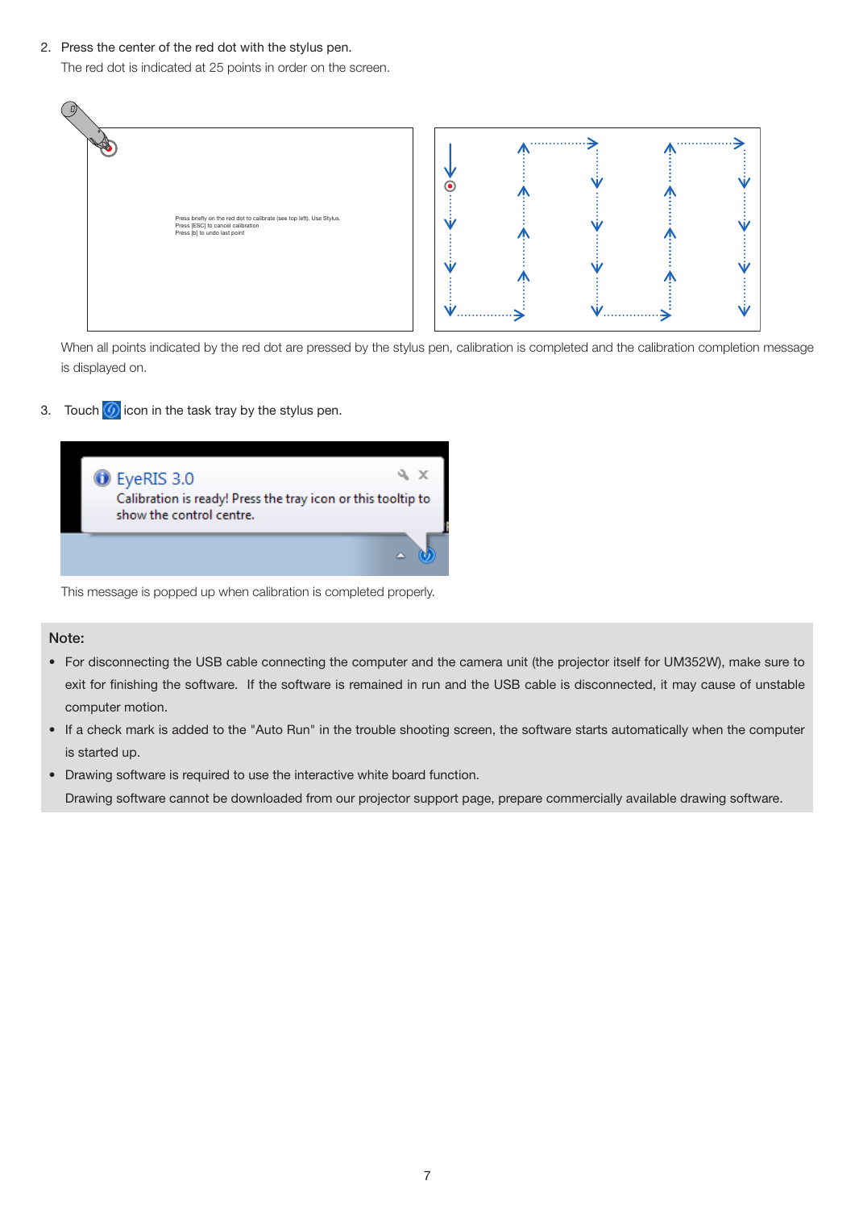2. Press the center of the red dot with the stylus pen.
   The red dot is indicated at 25 points in order on the screen.

   When all points indicated by the red dot are pressed by the stylus pen, calibration is completed and the calibration completion message is displayed on.

3. Touch icon in the task tray by the stylus pen.

   This message is popped up when calibration is completed properly.

**Note:**

- For disconnecting the USB cable connecting the computer and the camera unit (the projector itself for UM352W), make sure to exit for finishing the software. If the software is remained in run and the USB cable is disconnected, it may cause of unstable computer motion.
- If a check mark is added to the "Auto Run" in the trouble shooting screen, the software starts automatically when the computer is started up.
- Drawing software is required to use the interactive white board function.
  Drawing software cannot be downloaded from our projector support page, prepare commercially available drawing software.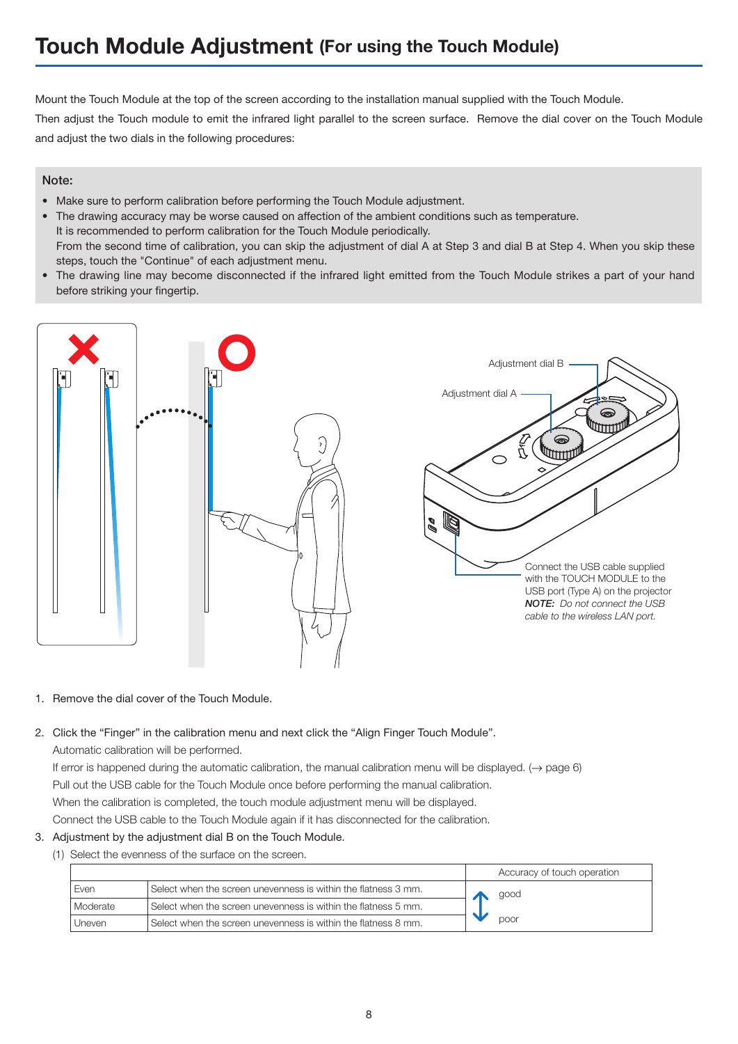# Touch Module Adjustment (For using the Touch Module)

Mount the Touch Module at the top of the screen according to the installation manual supplied with the Touch Module.
Then adjust the Touch module to emit the infrared light parallel to the screen surface. Remove the dial cover on the Touch Module and adjust the two dials in the following procedures:

**Note:**

- Make sure to perform calibration before performing the Touch Module adjustment.
- The drawing accuracy may be worse caused on affection of the ambient conditions such as temperature.
  It is recommended to perform calibration for the Touch Module periodically.
  From the second time of calibration, you can skip the adjustment of dial A at Step 3 and dial B at Step 4. When you skip these steps, touch the "Continue" of each adjustment menu.
- The drawing line may become disconnected if the infrared light emitted from the Touch Module strikes a part of your hand before striking your fingertip.

Adjustment dial B

Adjustment dial A

Connect the USB cable supplied with the TOUCH MODULE to the USB port (Type A) on the projector
***NOTE:*** *Do not connect the USB cable to the wireless LAN port.*

1. Remove the dial cover of the Touch Module.

2. Click the "Finger" in the calibration menu and next click the "Align Finger Touch Module".
   Automatic calibration will be performed.
   If error is happened during the automatic calibration, the manual calibration menu will be displayed. (→ page 6)
   Pull out the USB cable for the Touch Module once before performing the manual calibration.
   When the calibration is completed, the touch module adjustment menu will be displayed.
   Connect the USB cable to the Touch Module again if it has disconnected for the calibration.
3. Adjustment by the adjustment dial B on the Touch Module.
   (1) Select the evenness of the surface on the screen.

| | | Accuracy of touch operation |
|---|---|---|
| Even | Select when the screen unevenness is within the flatness 3 mm. | good |
| Moderate | Select when the screen unevenness is within the flatness 5 mm. | ↕ |
| Uneven | Select when the screen unevenness is within the flatness 8 mm. | poor |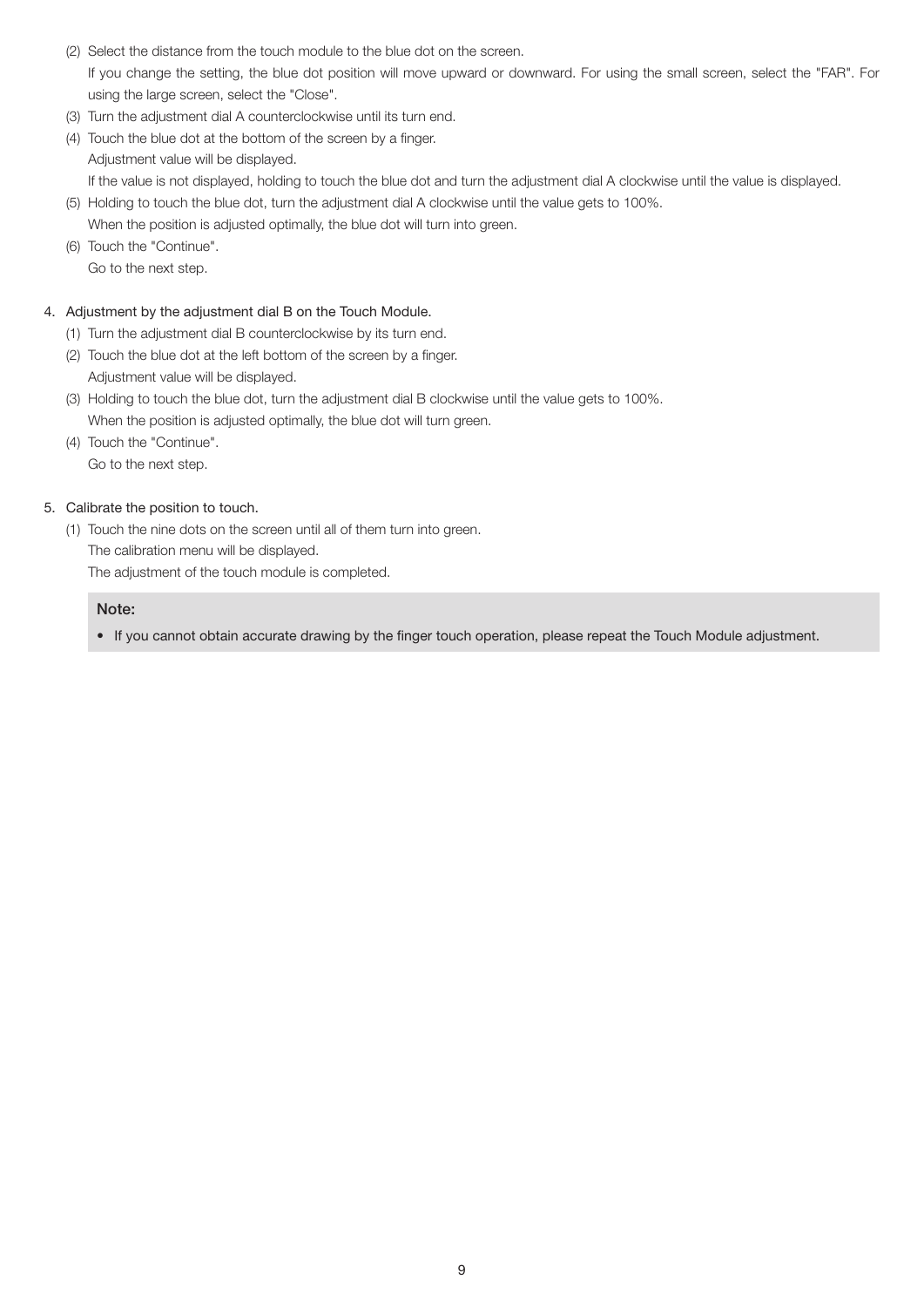(2) Select the distance from the touch module to the blue dot on the screen.

If you change the setting, the blue dot position will move upward or downward. For using the small screen, select the "FAR". For using the large screen, select the "Close".

(3) Turn the adjustment dial A counterclockwise until its turn end.

(4) Touch the blue dot at the bottom of the screen by a finger.

Adjustment value will be displayed.

If the value is not displayed, holding to touch the blue dot and turn the adjustment dial A clockwise until the value is displayed.

(5) Holding to touch the blue dot, turn the adjustment dial A clockwise until the value gets to 100%.

When the position is adjusted optimally, the blue dot will turn into green.

(6) Touch the "Continue".

Go to the next step.

4. Adjustment by the adjustment dial B on the Touch Module.

(1) Turn the adjustment dial B counterclockwise by its turn end.

(2) Touch the blue dot at the left bottom of the screen by a finger.

Adjustment value will be displayed.

(3) Holding to touch the blue dot, turn the adjustment dial B clockwise until the value gets to 100%.

When the position is adjusted optimally, the blue dot will turn green.

(4) Touch the "Continue".

Go to the next step.

5. Calibrate the position to touch.

(1) Touch the nine dots on the screen until all of them turn into green.

The calibration menu will be displayed.

The adjustment of the touch module is completed.

**Note:**

- If you cannot obtain accurate drawing by the finger touch operation, please repeat the Touch Module adjustment.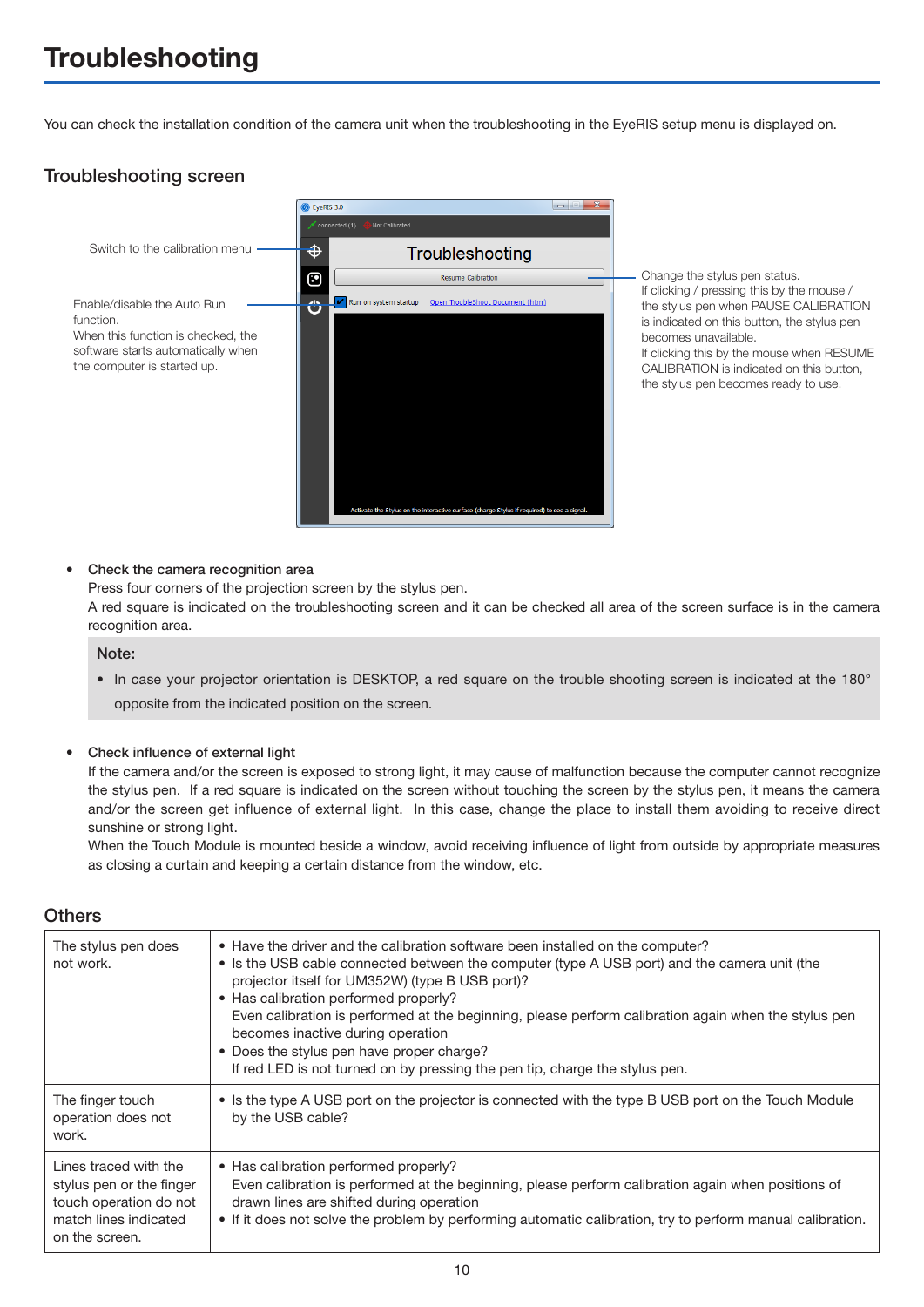# Troubleshooting

You can check the installation condition of the camera unit when the troubleshooting in the EyeRIS setup menu is displayed on.

## Troubleshooting screen

Switch to the calibration menu

Enable/disable the Auto Run function.
When this function is checked, the software starts automatically when the computer is started up.

Change the stylus pen status.
If clicking / pressing this by the mouse / the stylus pen when PAUSE CALIBRATION is indicated on this button, the stylus pen becomes unavailable.
If clicking this by the mouse when RESUME CALIBRATION is indicated on this button, the stylus pen becomes ready to use.

- **Check the camera recognition area**
  Press four corners of the projection screen by the stylus pen.
  A red square is indicated on the troubleshooting screen and it can be checked all area of the screen surface is in the camera recognition area.

  **Note:**
  - In case your projector orientation is DESKTOP, a red square on the trouble shooting screen is indicated at the 180° opposite from the indicated position on the screen.

- **Check influence of external light**
  If the camera and/or the screen is exposed to strong light, it may cause of malfunction because the computer cannot recognize the stylus pen. If a red square is indicated on the screen without touching the screen by the stylus pen, it means the camera and/or the screen get influence of external light. In this case, change the place to install them avoiding to receive direct sunshine or strong light.
  When the Touch Module is mounted beside a window, avoid receiving influence of light from outside by appropriate measures as closing a curtain and keeping a certain distance from the window, etc.

## Others

| | |
|---|---|
| The stylus pen does not work. | • Have the driver and the calibration software been installed on the computer?<br>• Is the USB cable connected between the computer (type A USB port) and the camera unit (the projector itself for UM352W) (type B USB port)?<br>• Has calibration performed properly?<br>Even calibration is performed at the beginning, please perform calibration again when the stylus pen becomes inactive during operation<br>• Does the stylus pen have proper charge?<br>If red LED is not turned on by pressing the pen tip, charge the stylus pen. |
| The finger touch operation does not work. | • Is the type A USB port on the projector is connected with the type B USB port on the Touch Module by the USB cable? |
| Lines traced with the stylus pen or the finger touch operation do not match lines indicated on the screen. | • Has calibration performed properly?<br>Even calibration is performed at the beginning, please perform calibration again when positions of drawn lines are shifted during operation<br>• If it does not solve the problem by performing automatic calibration, try to perform manual calibration. |